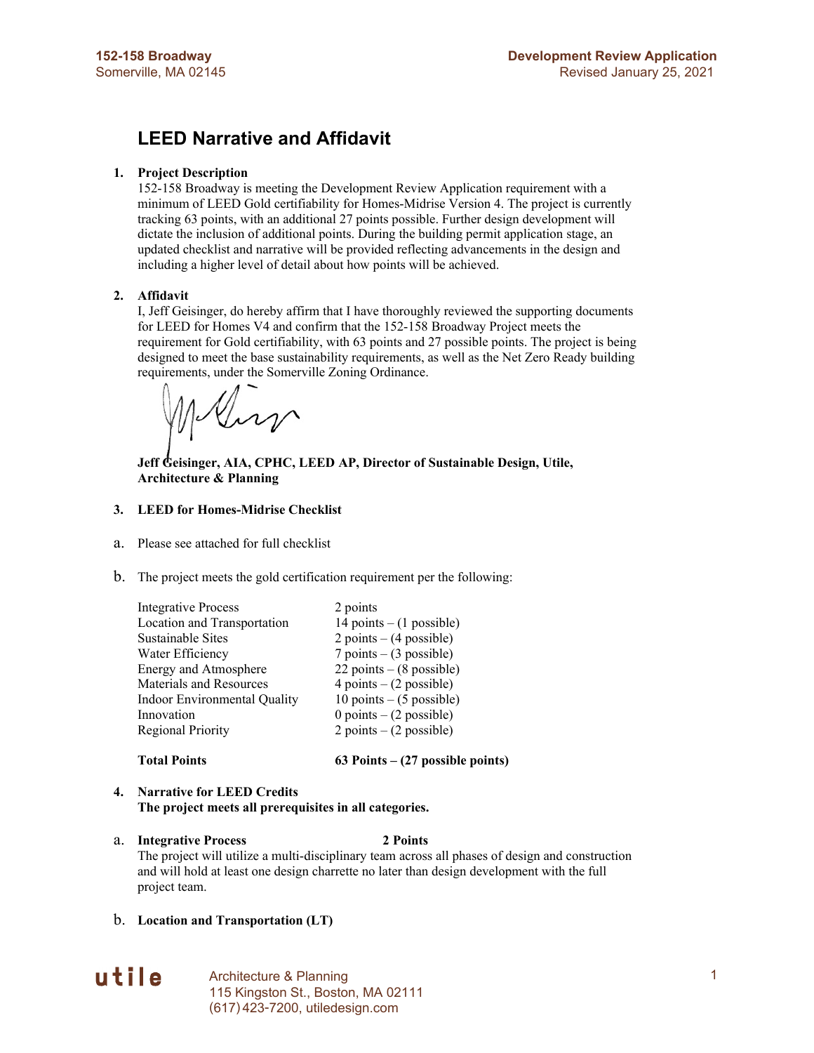# LEED Narrative and Affidavit

1. **Project Description**

   152-158 Broadway is meeting the Development Review Application requirement with a minimum of LEED Gold certifiability for Homes-Midrise Version 4. The project is currently tracking 63 points, with an additional 27 points possible. Further design development will dictate the inclusion of additional points. During the building permit application stage, an updated checklist and narrative will be provided reflecting advancements in the design and including a higher level of detail about how points will be achieved.

2. **Affidavit**

   I, Jeff Geisinger, do hereby affirm that I have thoroughly reviewed the supporting documents for LEED for Homes V4 and confirm that the 152-158 Broadway Project meets the requirement for Gold certifiability, with 63 points and 27 possible points. The project is being designed to meet the base sustainability requirements, as well as the Net Zero Ready building requirements, under the Somerville Zoning Ordinance.

   **Jeff Geisinger, AIA, CPHC, LEED AP, Director of Sustainable Design, Utile, Architecture & Planning**

3. **LEED for Homes-Midrise Checklist**

a. Please see attached for full checklist

b. The project meets the gold certification requirement per the following:

| | |
|---|---|
| Integrative Process | 2 points |
| Location and Transportation | 14 points – (1 possible) |
| Sustainable Sites | 2 points – (4 possible) |
| Water Efficiency | 7 points – (3 possible) |
| Energy and Atmosphere | 22 points – (8 possible) |
| Materials and Resources | 4 points – (2 possible) |
| Indoor Environmental Quality | 10 points – (5 possible) |
| Innovation | 0 points – (2 possible) |
| Regional Priority | 2 points – (2 possible) |
| **Total Points** | **63 Points – (27 possible points)** |

4. **Narrative for LEED Credits**
   **The project meets all prerequisites in all categories.**

a. **Integrative Process** **2 Points**

The project will utilize a multi-disciplinary team across all phases of design and construction and will hold at least one design charrette no later than design development with the full project team.

b. **Location and Transportation (LT)**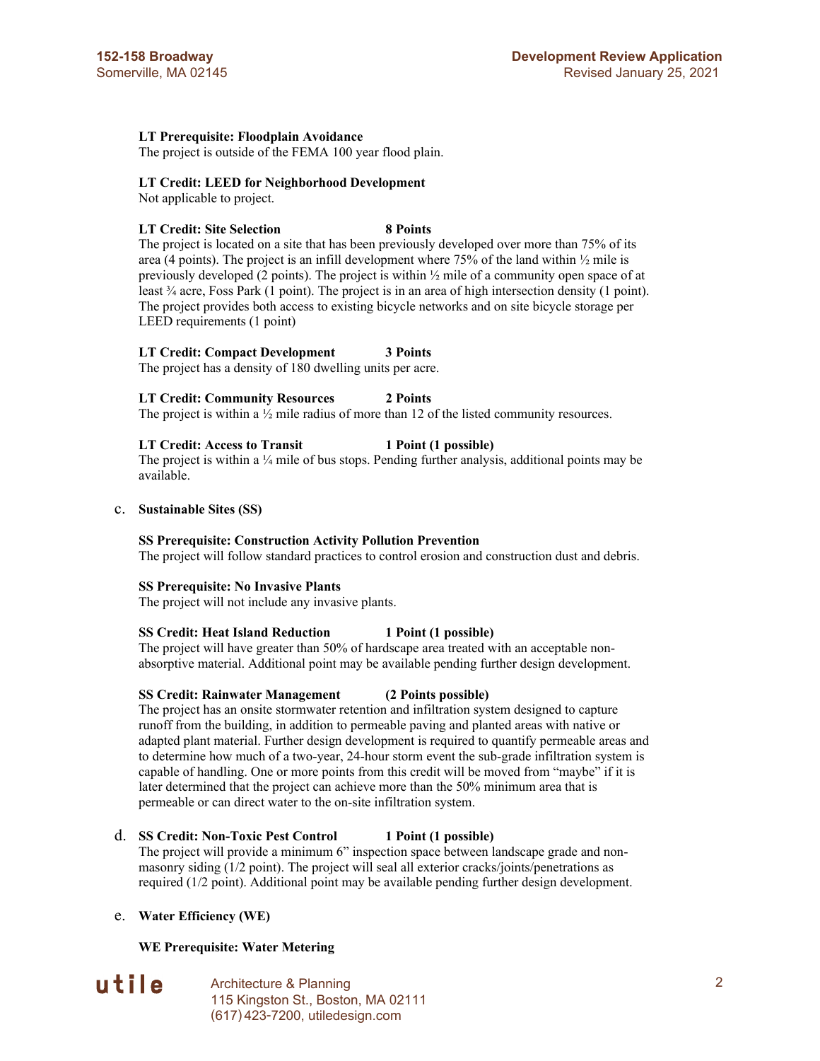**LT Prerequisite: Floodplain Avoidance**
The project is outside of the FEMA 100 year flood plain.

**LT Credit: LEED for Neighborhood Development**
Not applicable to project.

**LT Credit: Site Selection 8 Points**
The project is located on a site that has been previously developed over more than 75% of its area (4 points). The project is an infill development where 75% of the land within ½ mile is previously developed (2 points). The project is within ½ mile of a community open space of at least ¾ acre, Foss Park (1 point). The project is in an area of high intersection density (1 point). The project provides both access to existing bicycle networks and on site bicycle storage per LEED requirements (1 point)

**LT Credit: Compact Development 3 Points**
The project has a density of 180 dwelling units per acre.

**LT Credit: Community Resources 2 Points**
The project is within a ½ mile radius of more than 12 of the listed community resources.

**LT Credit: Access to Transit 1 Point (1 possible)**
The project is within a ¼ mile of bus stops. Pending further analysis, additional points may be available.

c. **Sustainable Sites (SS)**

**SS Prerequisite: Construction Activity Pollution Prevention**
The project will follow standard practices to control erosion and construction dust and debris.

**SS Prerequisite: No Invasive Plants**
The project will not include any invasive plants.

**SS Credit: Heat Island Reduction 1 Point (1 possible)**
The project will have greater than 50% of hardscape area treated with an acceptable non-absorptive material. Additional point may be available pending further design development.

**SS Credit: Rainwater Management (2 Points possible)**
The project has an onsite stormwater retention and infiltration system designed to capture runoff from the building, in addition to permeable paving and planted areas with native or adapted plant material. Further design development is required to quantify permeable areas and to determine how much of a two-year, 24-hour storm event the sub-grade infiltration system is capable of handling. One or more points from this credit will be moved from "maybe" if it is later determined that the project can achieve more than the 50% minimum area that is permeable or can direct water to the on-site infiltration system.

d. **SS Credit: Non-Toxic Pest Control 1 Point (1 possible)**
The project will provide a minimum 6" inspection space between landscape grade and non-masonry siding (1/2 point). The project will seal all exterior cracks/joints/penetrations as required (1/2 point). Additional point may be available pending further design development.

e. **Water Efficiency (WE)**

**WE Prerequisite: Water Metering**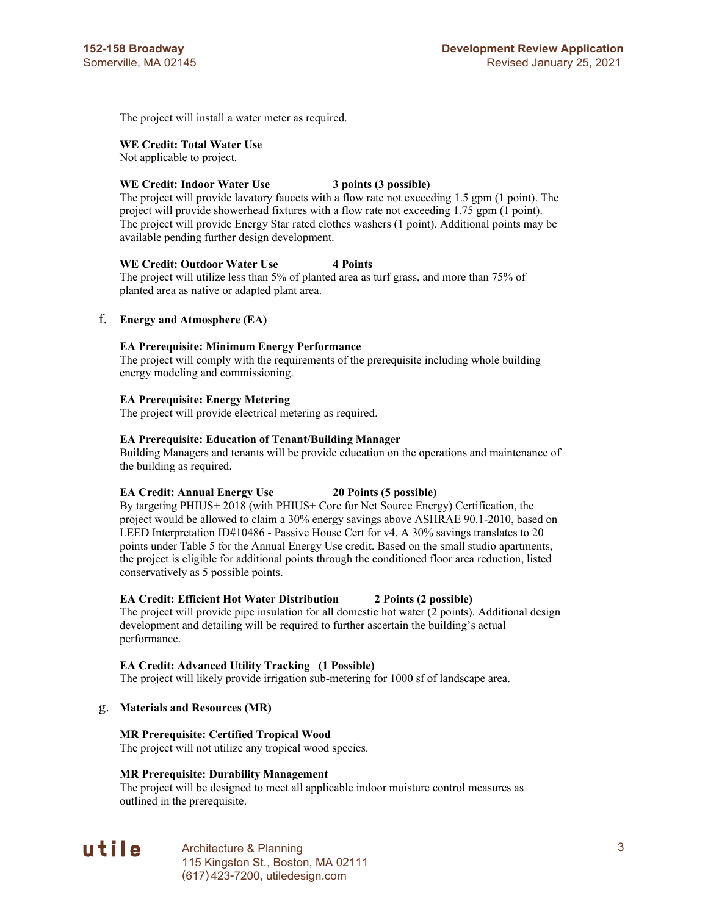The project will install a water meter as required.

**WE Credit: Total Water Use**
Not applicable to project.

**WE Credit: Indoor Water Use 3 points (3 possible)**
The project will provide lavatory faucets with a flow rate not exceeding 1.5 gpm (1 point). The project will provide showerhead fixtures with a flow rate not exceeding 1.75 gpm (1 point). The project will provide Energy Star rated clothes washers (1 point). Additional points may be available pending further design development.

**WE Credit: Outdoor Water Use 4 Points**
The project will utilize less than 5% of planted area as turf grass, and more than 75% of planted area as native or adapted plant area.

f. **Energy and Atmosphere (EA)**

**EA Prerequisite: Minimum Energy Performance**
The project will comply with the requirements of the prerequisite including whole building energy modeling and commissioning.

**EA Prerequisite: Energy Metering**
The project will provide electrical metering as required.

**EA Prerequisite: Education of Tenant/Building Manager**
Building Managers and tenants will be provide education on the operations and maintenance of the building as required.

**EA Credit: Annual Energy Use 20 Points (5 possible)**
By targeting PHIUS+ 2018 (with PHIUS+ Core for Net Source Energy) Certification, the project would be allowed to claim a 30% energy savings above ASHRAE 90.1-2010, based on LEED Interpretation ID#10486 - Passive House Cert for v4. A 30% savings translates to 20 points under Table 5 for the Annual Energy Use credit. Based on the small studio apartments, the project is eligible for additional points through the conditioned floor area reduction, listed conservatively as 5 possible points.

**EA Credit: Efficient Hot Water Distribution 2 Points (2 possible)**
The project will provide pipe insulation for all domestic hot water (2 points). Additional design development and detailing will be required to further ascertain the building's actual performance.

**EA Credit: Advanced Utility Tracking (1 Possible)**
The project will likely provide irrigation sub-metering for 1000 sf of landscape area.

g. **Materials and Resources (MR)**

**MR Prerequisite: Certified Tropical Wood**
The project will not utilize any tropical wood species.

**MR Prerequisite: Durability Management**
The project will be designed to meet all applicable indoor moisture control measures as outlined in the prerequisite.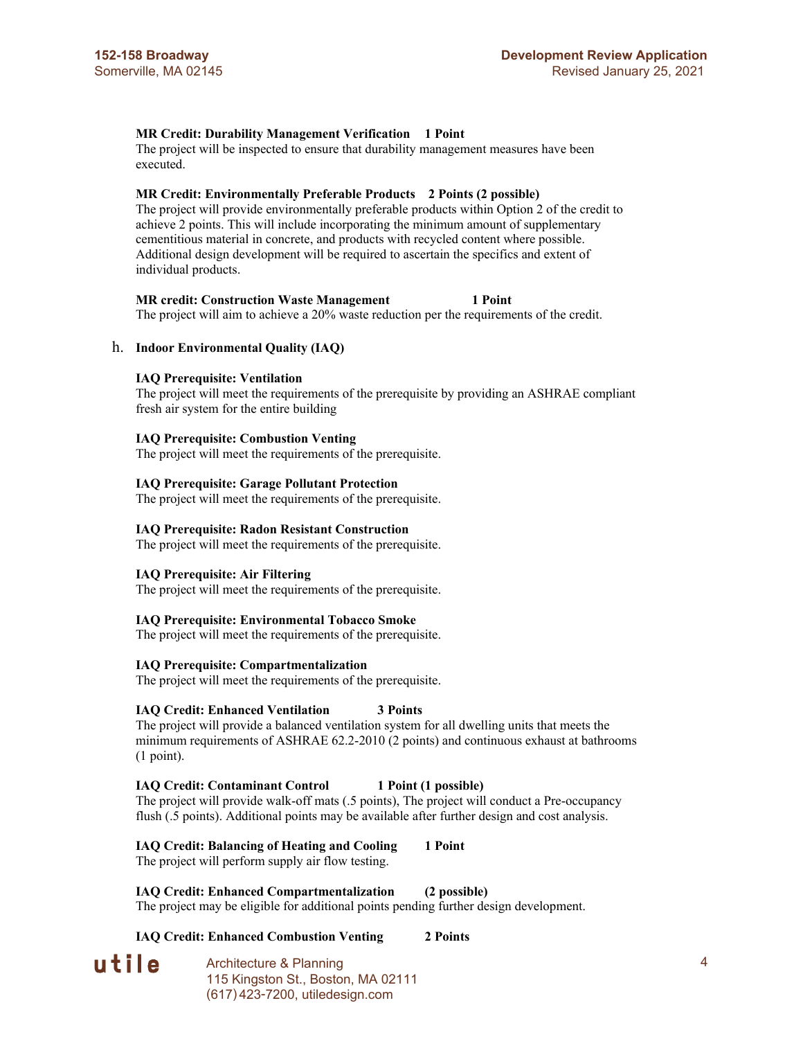**MR Credit: Durability Management Verification 1 Point**
The project will be inspected to ensure that durability management measures have been executed.

**MR Credit: Environmentally Preferable Products 2 Points (2 possible)**
The project will provide environmentally preferable products within Option 2 of the credit to achieve 2 points. This will include incorporating the minimum amount of supplementary cementitious material in concrete, and products with recycled content where possible. Additional design development will be required to ascertain the specifics and extent of individual products.

**MR credit: Construction Waste Management 1 Point**
The project will aim to achieve a 20% waste reduction per the requirements of the credit.

h. **Indoor Environmental Quality (IAQ)**

**IAQ Prerequisite: Ventilation**
The project will meet the requirements of the prerequisite by providing an ASHRAE compliant fresh air system for the entire building

**IAQ Prerequisite: Combustion Venting**
The project will meet the requirements of the prerequisite.

**IAQ Prerequisite: Garage Pollutant Protection**
The project will meet the requirements of the prerequisite.

**IAQ Prerequisite: Radon Resistant Construction**
The project will meet the requirements of the prerequisite.

**IAQ Prerequisite: Air Filtering**
The project will meet the requirements of the prerequisite.

**IAQ Prerequisite: Environmental Tobacco Smoke**
The project will meet the requirements of the prerequisite.

**IAQ Prerequisite: Compartmentalization**
The project will meet the requirements of the prerequisite.

**IAQ Credit: Enhanced Ventilation 3 Points**
The project will provide a balanced ventilation system for all dwelling units that meets the minimum requirements of ASHRAE 62.2-2010 (2 points) and continuous exhaust at bathrooms (1 point).

**IAQ Credit: Contaminant Control 1 Point (1 possible)**
The project will provide walk-off mats (.5 points), The project will conduct a Pre-occupancy flush (.5 points). Additional points may be available after further design and cost analysis.

**IAQ Credit: Balancing of Heating and Cooling 1 Point**
The project will perform supply air flow testing.

**IAQ Credit: Enhanced Compartmentalization (2 possible)**
The project may be eligible for additional points pending further design development.

**IAQ Credit: Enhanced Combustion Venting 2 Points**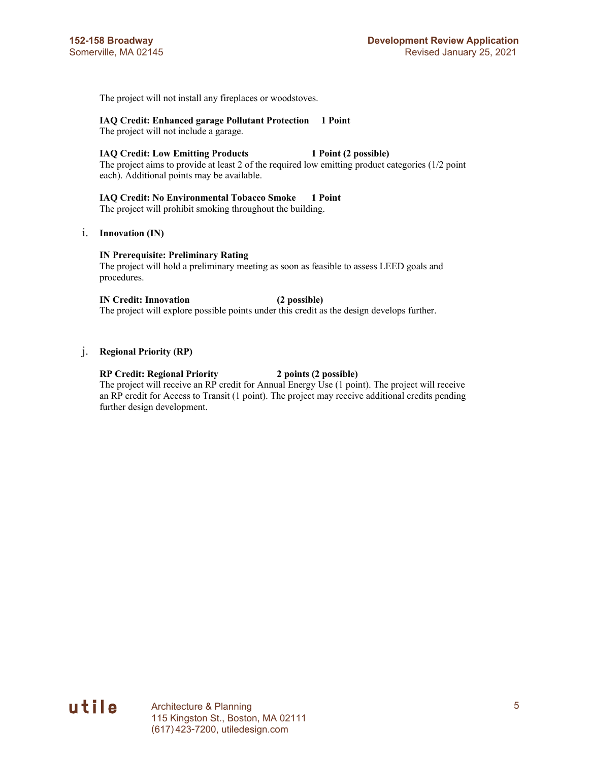The project will not install any fireplaces or woodstoves.

**IAQ Credit: Enhanced garage Pollutant Protection 1 Point**
The project will not include a garage.

**IAQ Credit: Low Emitting Products 1 Point (2 possible)**
The project aims to provide at least 2 of the required low emitting product categories (1/2 point each). Additional points may be available.

**IAQ Credit: No Environmental Tobacco Smoke 1 Point**
The project will prohibit smoking throughout the building.

i. **Innovation (IN)**

**IN Prerequisite: Preliminary Rating**
The project will hold a preliminary meeting as soon as feasible to assess LEED goals and procedures.

**IN Credit: Innovation (2 possible)**
The project will explore possible points under this credit as the design develops further.

j. **Regional Priority (RP)**

**RP Credit: Regional Priority 2 points (2 possible)**
The project will receive an RP credit for Annual Energy Use (1 point). The project will receive an RP credit for Access to Transit (1 point). The project may receive additional credits pending further design development.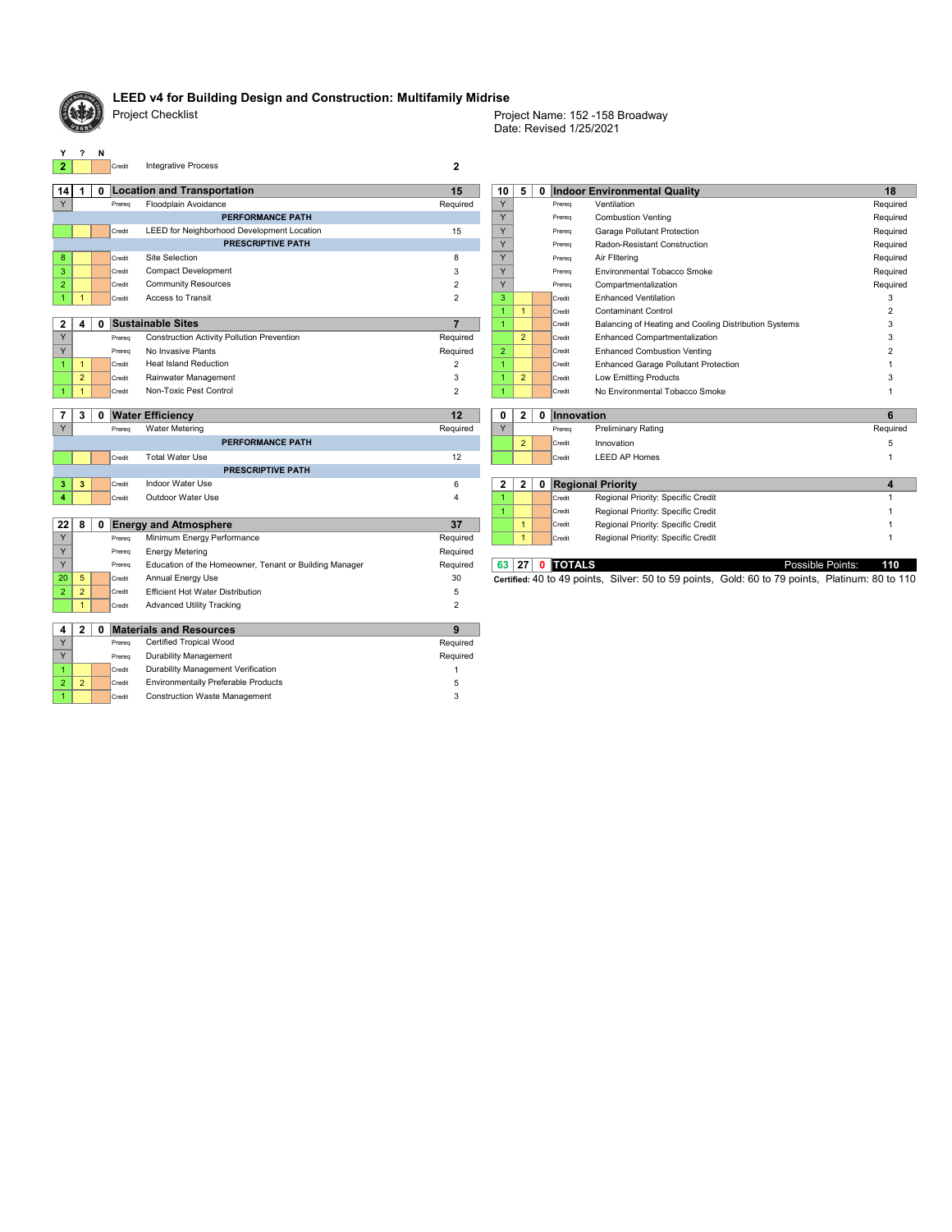# LEED v4 for Building Design and Construction: Multifamily Midrise

Project Checklist

Project Name: 152 -158 Broadway
Date: Revised 1/25/2021

| Y | ? | N | | | |
|---|---|---|---|---|---|
| 2 | | | Credit | Integrative Process | 2 |

| Y | ? | N | | Location and Transportation | 15 |
|---|---|---|---|---|---|
| 14 | 1 | 0 | | **Location and Transportation** | **15** |
| Y | | | Prereq | Floodplain Avoidance | Required |
| | | | | **PERFORMANCE PATH** | |
| | | | Credit | LEED for Neighborhood Development Location | 15 |
| | | | | **PRESCRIPTIVE PATH** | |
| 8 | | | Credit | Site Selection | 8 |
| 3 | | | Credit | Compact Development | 3 |
| 2 | | | Credit | Community Resources | 2 |
| 1 | 1 | | Credit | Access to Transit | 2 |

| Y | ? | N | | Sustainable Sites | 7 |
|---|---|---|---|---|---|
| 2 | 4 | 0 | | **Sustainable Sites** | **7** |
| Y | | | Prereq | Construction Activity Pollution Prevention | Required |
| Y | | | Prereq | No Invasive Plants | Required |
| 1 | 1 | | Credit | Heat Island Reduction | 2 |
| | 2 | 1 | Credit | Rainwater Management | 3 |
| 1 | 1 | | Credit | Non-Toxic Pest Control | 2 |

| Y | ? | N | | Water Efficiency | 12 |
|---|---|---|---|---|---|
| 7 | 3 | 0 | | **Water Efficiency** | **12** |
| Y | | | Prereq | Water Metering | Required |
| | | | | **PERFORMANCE PATH** | |
| | | | Credit | Total Water Use | 12 |
| | | | | **PRESCRIPTIVE PATH** | |
| 3 | 3 | | Credit | Indoor Water Use | 6 |
| 4 | | | Credit | Outdoor Water Use | 4 |

| Y | ? | N | | Energy and Atmosphere | 37 |
|---|---|---|---|---|---|
| 22 | 8 | 0 | | **Energy and Atmosphere** | **37** |
| Y | | | Prereq | Minimum Energy Performance | Required |
| Y | | | Prereq | Energy Metering | Required |
| Y | | | Prereq | Education of the Homeowner, Tenant or Building Manager | Required |
| 20 | 5 | | Credit | Annual Energy Use | 30 |
| 2 | 2 | | Credit | Efficient Hot Water Distribution | 5 |
| | 1 | | Credit | Advanced Utility Tracking | 2 |

| Y | ? | N | | Materials and Resources | 9 |
|---|---|---|---|---|---|
| 4 | 2 | 0 | | **Materials and Resources** | **9** |
| Y | | | Prereq | Certified Tropical Wood | Required |
| Y | | | Prereq | Durability Management | Required |
| 1 | | | Credit | Durability Management Verification | 1 |
| 2 | 2 | | Credit | Environmentally Preferable Products | 5 |
| 1 | | | Credit | Construction Waste Management | 3 |

| Y | ? | N | | Indoor Environmental Quality | 18 |
|---|---|---|---|---|---|
| 10 | 5 | 0 | | **Indoor Environmental Quality** | **18** |
| Y | | | Prereq | Ventilation | Required |
| Y | | | Prereq | Combustion Venting | Required |
| Y | | | Prereq | Garage Pollutant Protection | Required |
| Y | | | Prereq | Radon-Resistant Construction | Required |
| Y | | | Prereq | Air Filtering | Required |
| Y | | | Prereq | Environmental Tobacco Smoke | Required |
| Y | | | Prereq | Compartmentalization | Required |
| 3 | | | Credit | Enhanced Ventilation | 3 |
| 1 | 1 | | Credit | Contaminant Control | 2 |
| 1 | | | Credit | Balancing of Heating and Cooling Distribution Systems | 3 |
| | 2 | | Credit | Enhanced Compartmentalization | 3 |
| 2 | | | Credit | Enhanced Combustion Venting | 2 |
| 1 | | | Credit | Enhanced Garage Pollutant Protection | 1 |
| 1 | 2 | | Credit | Low Emitting Products | 3 |
| 1 | | | Credit | No Environmental Tobacco Smoke | 1 |

| Y | ? | N | | Innovation | 6 |
|---|---|---|---|---|---|
| 0 | 2 | 0 | | **Innovation** | **6** |
| Y | | | Prereq | Preliminary Rating | Required |
| | 2 | | Credit | Innovation | 5 |
| | | | Credit | LEED AP Homes | 1 |

| Y | ? | N | | Regional Priority | 4 |
|---|---|---|---|---|---|
| 2 | 2 | 0 | | **Regional Priority** | **4** |
| 1 | | | Credit | Regional Priority: Specific Credit | 1 |
| 1 | | | Credit | Regional Priority: Specific Credit | 1 |
| | 1 | | Credit | Regional Priority: Specific Credit | 1 |
| | 1 | | Credit | Regional Priority: Specific Credit | 1 |

| Y | ? | N | TOTALS | Possible Points: | 110 |
|---|---|---|---|---|---|
| 63 | 27 | 0 | **TOTALS** | Possible Points: | **110** |

**Certified:** 40 to 49 points, Silver: 50 to 59 points, Gold: 60 to 79 points, Platinum: 80 to 110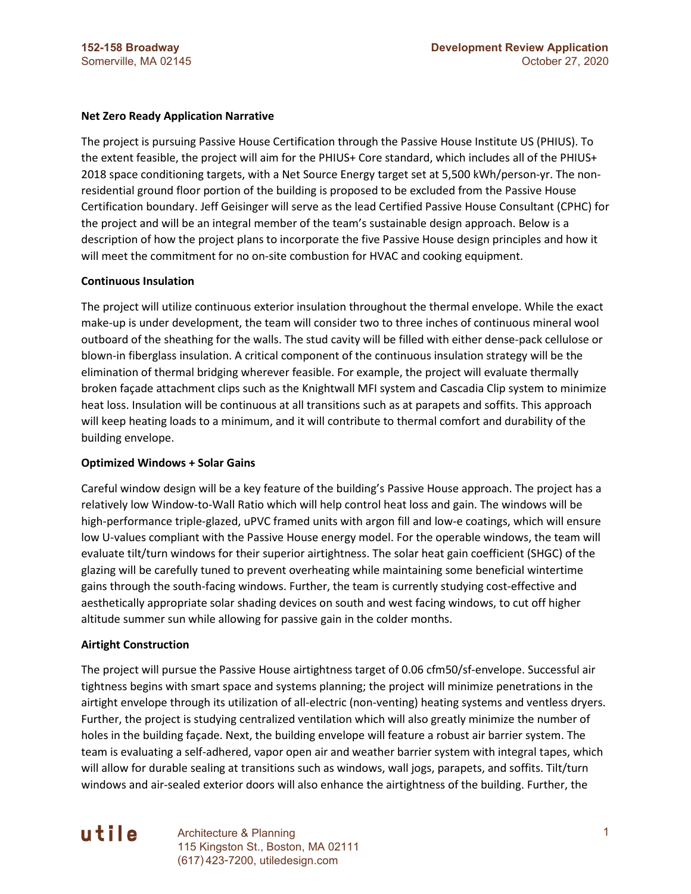**Net Zero Ready Application Narrative**

The project is pursuing Passive House Certification through the Passive House Institute US (PHIUS). To the extent feasible, the project will aim for the PHIUS+ Core standard, which includes all of the PHIUS+ 2018 space conditioning targets, with a Net Source Energy target set at 5,500 kWh/person-yr. The non-residential ground floor portion of the building is proposed to be excluded from the Passive House Certification boundary. Jeff Geisinger will serve as the lead Certified Passive House Consultant (CPHC) for the project and will be an integral member of the team's sustainable design approach. Below is a description of how the project plans to incorporate the five Passive House design principles and how it will meet the commitment for no on-site combustion for HVAC and cooking equipment.

**Continuous Insulation**

The project will utilize continuous exterior insulation throughout the thermal envelope. While the exact make-up is under development, the team will consider two to three inches of continuous mineral wool outboard of the sheathing for the walls. The stud cavity will be filled with either dense-pack cellulose or blown-in fiberglass insulation. A critical component of the continuous insulation strategy will be the elimination of thermal bridging wherever feasible. For example, the project will evaluate thermally broken façade attachment clips such as the Knightwall MFI system and Cascadia Clip system to minimize heat loss. Insulation will be continuous at all transitions such as at parapets and soffits. This approach will keep heating loads to a minimum, and it will contribute to thermal comfort and durability of the building envelope.

**Optimized Windows + Solar Gains**

Careful window design will be a key feature of the building's Passive House approach. The project has a relatively low Window-to-Wall Ratio which will help control heat loss and gain. The windows will be high-performance triple-glazed, uPVC framed units with argon fill and low-e coatings, which will ensure low U-values compliant with the Passive House energy model. For the operable windows, the team will evaluate tilt/turn windows for their superior airtightness. The solar heat gain coefficient (SHGC) of the glazing will be carefully tuned to prevent overheating while maintaining some beneficial wintertime gains through the south-facing windows. Further, the team is currently studying cost-effective and aesthetically appropriate solar shading devices on south and west facing windows, to cut off higher altitude summer sun while allowing for passive gain in the colder months.

**Airtight Construction**

The project will pursue the Passive House airtightness target of 0.06 cfm50/sf-envelope. Successful air tightness begins with smart space and systems planning; the project will minimize penetrations in the airtight envelope through its utilization of all-electric (non-venting) heating systems and ventless dryers. Further, the project is studying centralized ventilation which will also greatly minimize the number of holes in the building façade. Next, the building envelope will feature a robust air barrier system. The team is evaluating a self-adhered, vapor open air and weather barrier system with integral tapes, which will allow for durable sealing at transitions such as windows, wall jogs, parapets, and soffits. Tilt/turn windows and air-sealed exterior doors will also enhance the airtightness of the building. Further, the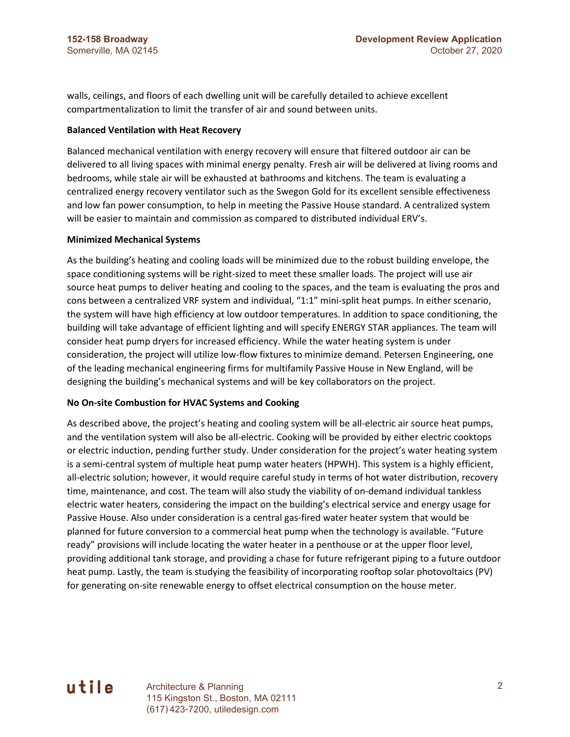walls, ceilings, and floors of each dwelling unit will be carefully detailed to achieve excellent compartmentalization to limit the transfer of air and sound between units.

**Balanced Ventilation with Heat Recovery**

Balanced mechanical ventilation with energy recovery will ensure that filtered outdoor air can be delivered to all living spaces with minimal energy penalty. Fresh air will be delivered at living rooms and bedrooms, while stale air will be exhausted at bathrooms and kitchens. The team is evaluating a centralized energy recovery ventilator such as the Swegon Gold for its excellent sensible effectiveness and low fan power consumption, to help in meeting the Passive House standard. A centralized system will be easier to maintain and commission as compared to distributed individual ERV's.

**Minimized Mechanical Systems**

As the building's heating and cooling loads will be minimized due to the robust building envelope, the space conditioning systems will be right-sized to meet these smaller loads. The project will use air source heat pumps to deliver heating and cooling to the spaces, and the team is evaluating the pros and cons between a centralized VRF system and individual, "1:1" mini-split heat pumps. In either scenario, the system will have high efficiency at low outdoor temperatures. In addition to space conditioning, the building will take advantage of efficient lighting and will specify ENERGY STAR appliances. The team will consider heat pump dryers for increased efficiency. While the water heating system is under consideration, the project will utilize low-flow fixtures to minimize demand. Petersen Engineering, one of the leading mechanical engineering firms for multifamily Passive House in New England, will be designing the building's mechanical systems and will be key collaborators on the project.

**No On-site Combustion for HVAC Systems and Cooking**

As described above, the project's heating and cooling system will be all-electric air source heat pumps, and the ventilation system will also be all-electric. Cooking will be provided by either electric cooktops or electric induction, pending further study. Under consideration for the project's water heating system is a semi-central system of multiple heat pump water heaters (HPWH). This system is a highly efficient, all-electric solution; however, it would require careful study in terms of hot water distribution, recovery time, maintenance, and cost. The team will also study the viability of on-demand individual tankless electric water heaters, considering the impact on the building's electrical service and energy usage for Passive House. Also under consideration is a central gas-fired water heater system that would be planned for future conversion to a commercial heat pump when the technology is available. "Future ready" provisions will include locating the water heater in a penthouse or at the upper floor level, providing additional tank storage, and providing a chase for future refrigerant piping to a future outdoor heat pump. Lastly, the team is studying the feasibility of incorporating rooftop solar photovoltaics (PV) for generating on-site renewable energy to offset electrical consumption on the house meter.